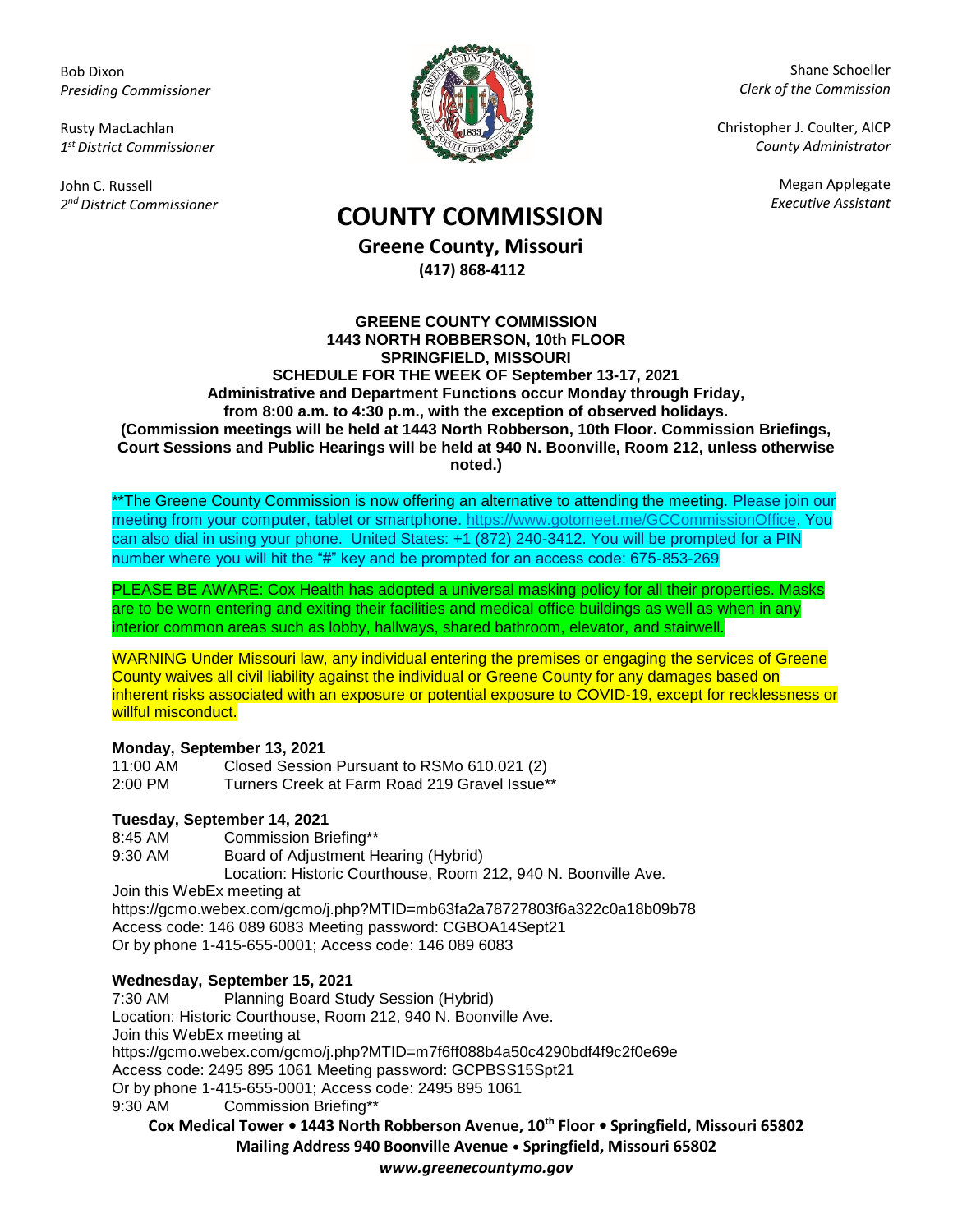Bob Dixon
*Presiding Commissioner*

Rusty MacLachlan
*1st District Commissioner*

John C. Russell
*2nd District Commissioner*

Shane Schoeller
*Clerk of the Commission*

Christopher J. Coulter, AICP
*County Administrator*

Megan Applegate
*Executive Assistant*

# COUNTY COMMISSION

**Greene County, Missouri**

**(417) 868-4112**

**GREENE COUNTY COMMISSION**
**1443 NORTH ROBBERSON, 10th FLOOR**
**SPRINGFIELD, MISSOURI**
**SCHEDULE FOR THE WEEK OF September 13-17, 2021**
**Administrative and Department Functions occur Monday through Friday, from 8:00 a.m. to 4:30 p.m., with the exception of observed holidays.**
**(Commission meetings will be held at 1443 North Robberson, 10th Floor. Commission Briefings, Court Sessions and Public Hearings will be held at 940 N. Boonville, Room 212, unless otherwise noted.)**

**The Greene County Commission is now offering an alternative to attending the meeting. Please join our meeting from your computer, tablet or smartphone. https://www.gotomeet.me/GCCommissionOffice. You can also dial in using your phone. United States: +1 (872) 240-3412. You will be prompted for a PIN number where you will hit the "#" key and be prompted for an access code: 675-853-269

PLEASE BE AWARE: Cox Health has adopted a universal masking policy for all their properties. Masks are to be worn entering and exiting their facilities and medical office buildings as well as when in any interior common areas such as lobby, hallways, shared bathroom, elevator, and stairwell.

WARNING Under Missouri law, any individual entering the premises or engaging the services of Greene County waives all civil liability against the individual or Greene County for any damages based on inherent risks associated with an exposure or potential exposure to COVID-19, except for recklessness or willful misconduct.

**Monday, September 13, 2021**

11:00 AM Closed Session Pursuant to RSMo 610.021 (2)
2:00 PM Turners Creek at Farm Road 219 Gravel Issue**

**Tuesday, September 14, 2021**

8:45 AM Commission Briefing**
9:30 AM Board of Adjustment Hearing (Hybrid)
Location: Historic Courthouse, Room 212, 940 N. Boonville Ave.
Join this WebEx meeting at
https://gcmo.webex.com/gcmo/j.php?MTID=mb63fa2a78727803f6a322c0a18b09b78
Access code: 146 089 6083 Meeting password: CGBOA14Sept21
Or by phone 1-415-655-0001; Access code: 146 089 6083

**Wednesday, September 15, 2021**

7:30 AM Planning Board Study Session (Hybrid)
Location: Historic Courthouse, Room 212, 940 N. Boonville Ave.
Join this WebEx meeting at
https://gcmo.webex.com/gcmo/j.php?MTID=m7f6ff088b4a50c4290bdf4f9c2f0e69e
Access code: 2495 895 1061 Meeting password: GCPBSS15Spt21
Or by phone 1-415-655-0001; Access code: 2495 895 1061
9:30 AM Commission Briefing**

**Cox Medical Tower • 1443 North Robberson Avenue, 10th Floor • Springfield, Missouri 65802**
**Mailing Address 940 Boonville Avenue • Springfield, Missouri 65802**
***www.greenecountymo.gov***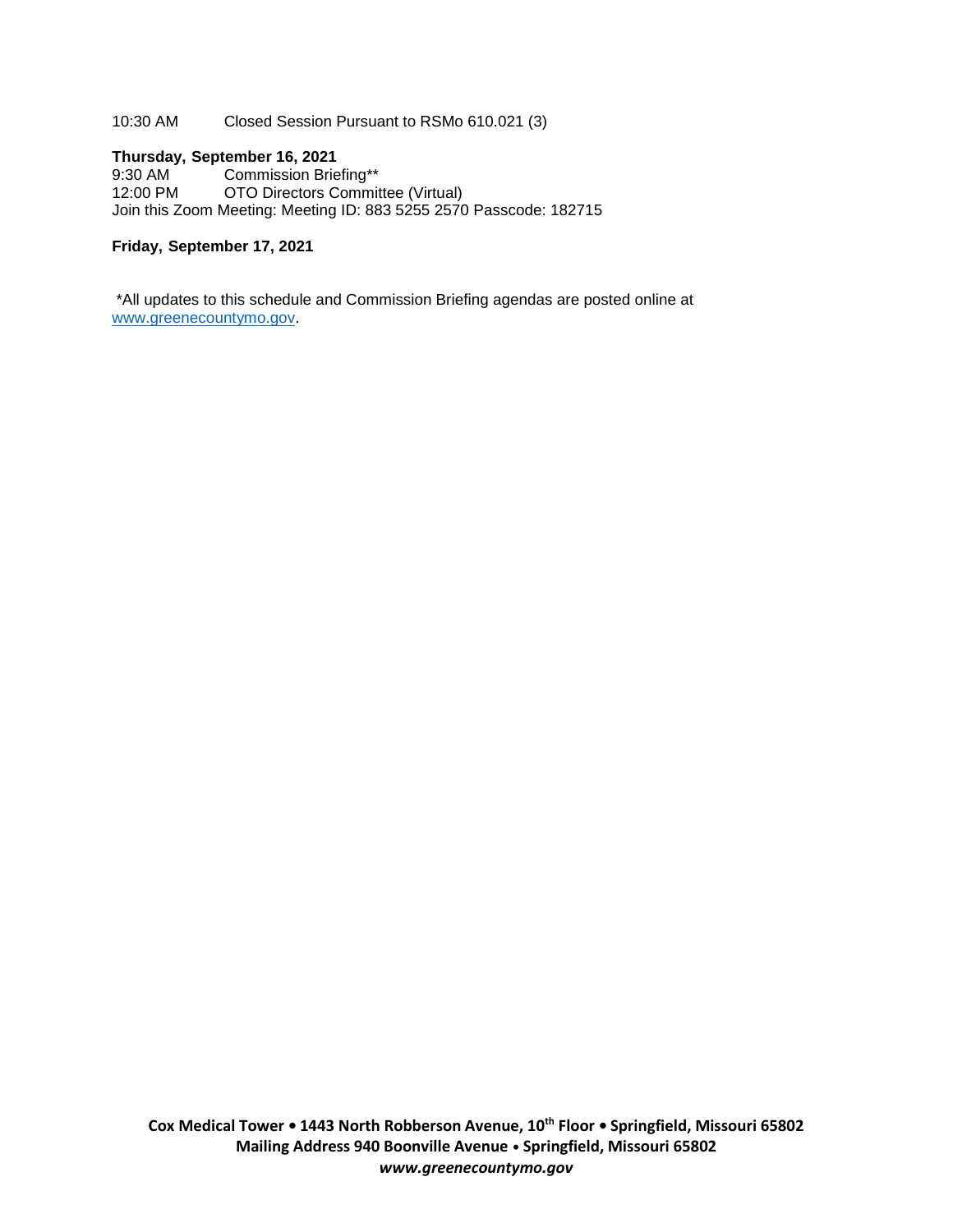10:30 AM Closed Session Pursuant to RSMo 610.021 (3)

**Thursday, September 16, 2021**

9:30 AM Commission Briefing**

12:00 PM OTO Directors Committee (Virtual)

Join this Zoom Meeting: Meeting ID: 883 5255 2570 Passcode: 182715

**Friday, September 17, 2021**

*All updates to this schedule and Commission Briefing agendas are posted online at [www.greenecountymo.gov](http://www.greenecountymo.gov).

**Cox Medical Tower • 1443 North Robberson Avenue, 10th Floor • Springfield, Missouri 65802**
**Mailing Address 940 Boonville Avenue • Springfield, Missouri 65802**
***www.greenecountymo.gov***